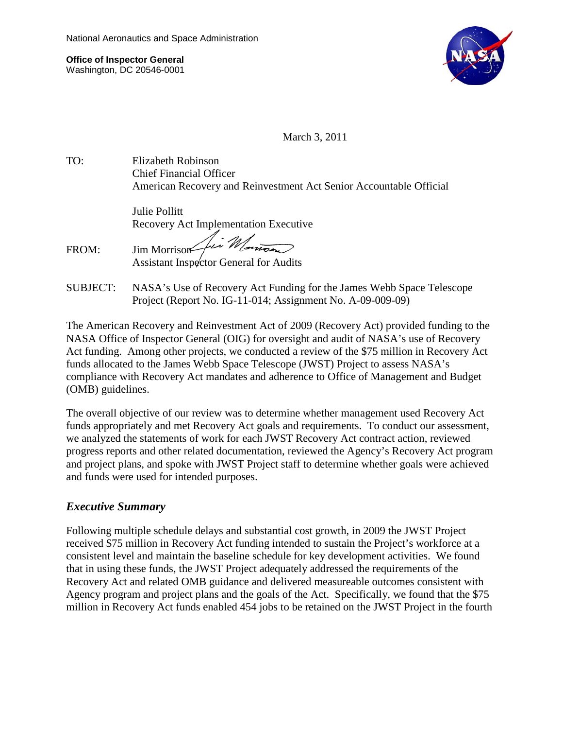National Aeronautics and Space Administration

**Office of Inspector General**
Washington, DC 20546-0001

March 3, 2011

TO: Elizabeth Robinson
Chief Financial Officer
American Recovery and Reinvestment Act Senior Accountable Official

Julie Pollitt
Recovery Act Implementation Executive

FROM: Jim Morrison
Assistant Inspector General for Audits

SUBJECT: NASA's Use of Recovery Act Funding for the James Webb Space Telescope Project (Report No. IG-11-014; Assignment No. A-09-009-09)

The American Recovery and Reinvestment Act of 2009 (Recovery Act) provided funding to the NASA Office of Inspector General (OIG) for oversight and audit of NASA's use of Recovery Act funding. Among other projects, we conducted a review of the $75 million in Recovery Act funds allocated to the James Webb Space Telescope (JWST) Project to assess NASA's compliance with Recovery Act mandates and adherence to Office of Management and Budget (OMB) guidelines.

The overall objective of our review was to determine whether management used Recovery Act funds appropriately and met Recovery Act goals and requirements. To conduct our assessment, we analyzed the statements of work for each JWST Recovery Act contract action, reviewed progress reports and other related documentation, reviewed the Agency's Recovery Act program and project plans, and spoke with JWST Project staff to determine whether goals were achieved and funds were used for intended purposes.

## *Executive Summary*

Following multiple schedule delays and substantial cost growth, in 2009 the JWST Project received $75 million in Recovery Act funding intended to sustain the Project's workforce at a consistent level and maintain the baseline schedule for key development activities. We found that in using these funds, the JWST Project adequately addressed the requirements of the Recovery Act and related OMB guidance and delivered measureable outcomes consistent with Agency program and project plans and the goals of the Act. Specifically, we found that the $75 million in Recovery Act funds enabled 454 jobs to be retained on the JWST Project in the fourth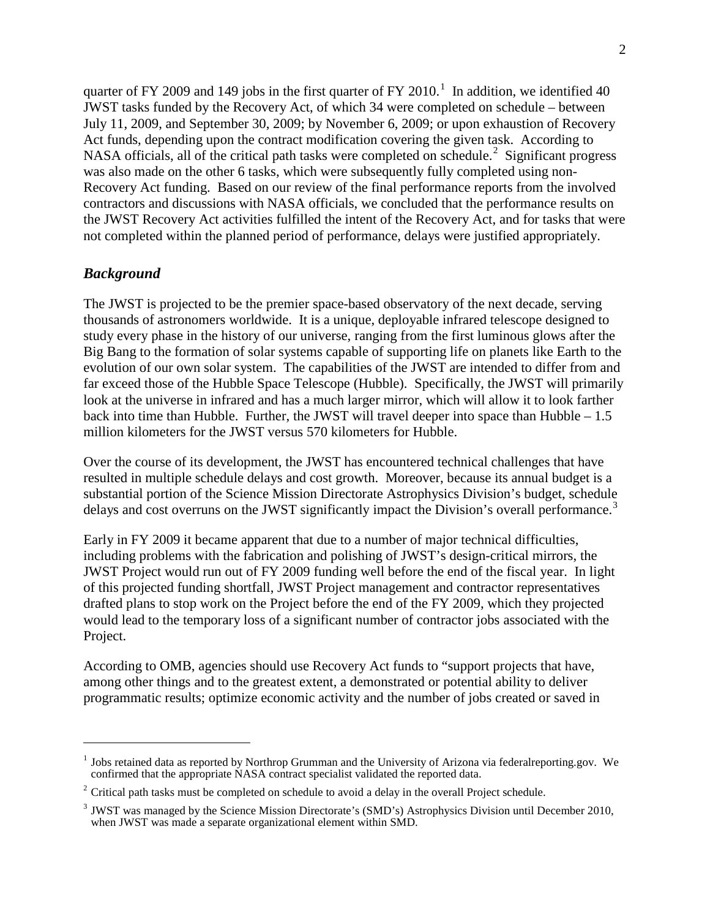quarter of FY 2009 and 149 jobs in the first quarter of FY 2010.[1] In addition, we identified 40 JWST tasks funded by the Recovery Act, of which 34 were completed on schedule – between July 11, 2009, and September 30, 2009; by November 6, 2009; or upon exhaustion of Recovery Act funds, depending upon the contract modification covering the given task. According to NASA officials, all of the critical path tasks were completed on schedule.[2] Significant progress was also made on the other 6 tasks, which were subsequently fully completed using non-Recovery Act funding. Based on our review of the final performance reports from the involved contractors and discussions with NASA officials, we concluded that the performance results on the JWST Recovery Act activities fulfilled the intent of the Recovery Act, and for tasks that were not completed within the planned period of performance, delays were justified appropriately.

## *Background*

The JWST is projected to be the premier space-based observatory of the next decade, serving thousands of astronomers worldwide. It is a unique, deployable infrared telescope designed to study every phase in the history of our universe, ranging from the first luminous glows after the Big Bang to the formation of solar systems capable of supporting life on planets like Earth to the evolution of our own solar system. The capabilities of the JWST are intended to differ from and far exceed those of the Hubble Space Telescope (Hubble). Specifically, the JWST will primarily look at the universe in infrared and has a much larger mirror, which will allow it to look farther back into time than Hubble. Further, the JWST will travel deeper into space than Hubble – 1.5 million kilometers for the JWST versus 570 kilometers for Hubble.

Over the course of its development, the JWST has encountered technical challenges that have resulted in multiple schedule delays and cost growth. Moreover, because its annual budget is a substantial portion of the Science Mission Directorate Astrophysics Division's budget, schedule delays and cost overruns on the JWST significantly impact the Division's overall performance.[3]

Early in FY 2009 it became apparent that due to a number of major technical difficulties, including problems with the fabrication and polishing of JWST's design-critical mirrors, the JWST Project would run out of FY 2009 funding well before the end of the fiscal year. In light of this projected funding shortfall, JWST Project management and contractor representatives drafted plans to stop work on the Project before the end of the FY 2009, which they projected would lead to the temporary loss of a significant number of contractor jobs associated with the Project.

According to OMB, agencies should use Recovery Act funds to "support projects that have, among other things and to the greatest extent, a demonstrated or potential ability to deliver programmatic results; optimize economic activity and the number of jobs created or saved in

---

[1] Jobs retained data as reported by Northrop Grumman and the University of Arizona via federalreporting.gov. We confirmed that the appropriate NASA contract specialist validated the reported data.

[2] Critical path tasks must be completed on schedule to avoid a delay in the overall Project schedule.

[3] JWST was managed by the Science Mission Directorate's (SMD's) Astrophysics Division until December 2010, when JWST was made a separate organizational element within SMD.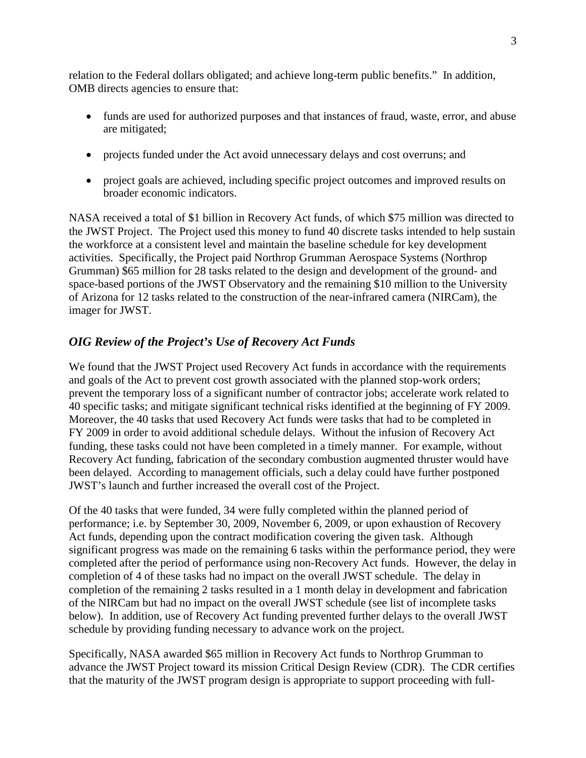relation to the Federal dollars obligated; and achieve long-term public benefits." In addition, OMB directs agencies to ensure that:

- funds are used for authorized purposes and that instances of fraud, waste, error, and abuse are mitigated;
- projects funded under the Act avoid unnecessary delays and cost overruns; and
- project goals are achieved, including specific project outcomes and improved results on broader economic indicators.

NASA received a total of $1 billion in Recovery Act funds, of which $75 million was directed to the JWST Project. The Project used this money to fund 40 discrete tasks intended to help sustain the workforce at a consistent level and maintain the baseline schedule for key development activities. Specifically, the Project paid Northrop Grumman Aerospace Systems (Northrop Grumman) $65 million for 28 tasks related to the design and development of the ground- and space-based portions of the JWST Observatory and the remaining $10 million to the University of Arizona for 12 tasks related to the construction of the near-infrared camera (NIRCam), the imager for JWST.

### *OIG Review of the Project's Use of Recovery Act Funds*

We found that the JWST Project used Recovery Act funds in accordance with the requirements and goals of the Act to prevent cost growth associated with the planned stop-work orders; prevent the temporary loss of a significant number of contractor jobs; accelerate work related to 40 specific tasks; and mitigate significant technical risks identified at the beginning of FY 2009. Moreover, the 40 tasks that used Recovery Act funds were tasks that had to be completed in FY 2009 in order to avoid additional schedule delays. Without the infusion of Recovery Act funding, these tasks could not have been completed in a timely manner. For example, without Recovery Act funding, fabrication of the secondary combustion augmented thruster would have been delayed. According to management officials, such a delay could have further postponed JWST's launch and further increased the overall cost of the Project.

Of the 40 tasks that were funded, 34 were fully completed within the planned period of performance; i.e. by September 30, 2009, November 6, 2009, or upon exhaustion of Recovery Act funds, depending upon the contract modification covering the given task. Although significant progress was made on the remaining 6 tasks within the performance period, they were completed after the period of performance using non-Recovery Act funds. However, the delay in completion of 4 of these tasks had no impact on the overall JWST schedule. The delay in completion of the remaining 2 tasks resulted in a 1 month delay in development and fabrication of the NIRCam but had no impact on the overall JWST schedule (see list of incomplete tasks below). In addition, use of Recovery Act funding prevented further delays to the overall JWST schedule by providing funding necessary to advance work on the project.

Specifically, NASA awarded $65 million in Recovery Act funds to Northrop Grumman to advance the JWST Project toward its mission Critical Design Review (CDR). The CDR certifies that the maturity of the JWST program design is appropriate to support proceeding with full-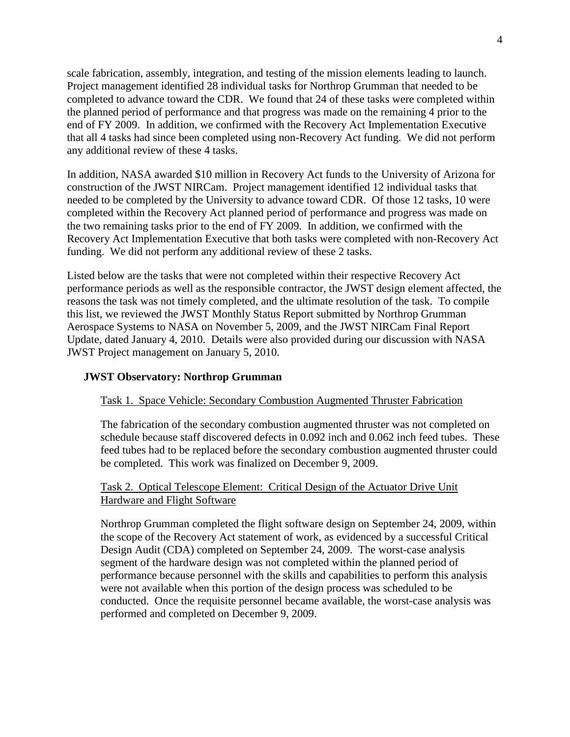scale fabrication, assembly, integration, and testing of the mission elements leading to launch. Project management identified 28 individual tasks for Northrop Grumman that needed to be completed to advance toward the CDR. We found that 24 of these tasks were completed within the planned period of performance and that progress was made on the remaining 4 prior to the end of FY 2009. In addition, we confirmed with the Recovery Act Implementation Executive that all 4 tasks had since been completed using non-Recovery Act funding. We did not perform any additional review of these 4 tasks.

In addition, NASA awarded \$10 million in Recovery Act funds to the University of Arizona for construction of the JWST NIRCam. Project management identified 12 individual tasks that needed to be completed by the University to advance toward CDR. Of those 12 tasks, 10 were completed within the Recovery Act planned period of performance and progress was made on the two remaining tasks prior to the end of FY 2009. In addition, we confirmed with the Recovery Act Implementation Executive that both tasks were completed with non-Recovery Act funding. We did not perform any additional review of these 2 tasks.

Listed below are the tasks that were not completed within their respective Recovery Act performance periods as well as the responsible contractor, the JWST design element affected, the reasons the task was not timely completed, and the ultimate resolution of the task. To compile this list, we reviewed the JWST Monthly Status Report submitted by Northrop Grumman Aerospace Systems to NASA on November 5, 2009, and the JWST NIRCam Final Report Update, dated January 4, 2010. Details were also provided during our discussion with NASA JWST Project management on January 5, 2010.

**JWST Observatory: Northrop Grumman**

Task 1. Space Vehicle: Secondary Combustion Augmented Thruster Fabrication

The fabrication of the secondary combustion augmented thruster was not completed on schedule because staff discovered defects in 0.092 inch and 0.062 inch feed tubes. These feed tubes had to be replaced before the secondary combustion augmented thruster could be completed. This work was finalized on December 9, 2009.

Task 2. Optical Telescope Element: Critical Design of the Actuator Drive Unit Hardware and Flight Software

Northrop Grumman completed the flight software design on September 24, 2009, within the scope of the Recovery Act statement of work, as evidenced by a successful Critical Design Audit (CDA) completed on September 24, 2009. The worst-case analysis segment of the hardware design was not completed within the planned period of performance because personnel with the skills and capabilities to perform this analysis were not available when this portion of the design process was scheduled to be conducted. Once the requisite personnel became available, the worst-case analysis was performed and completed on December 9, 2009.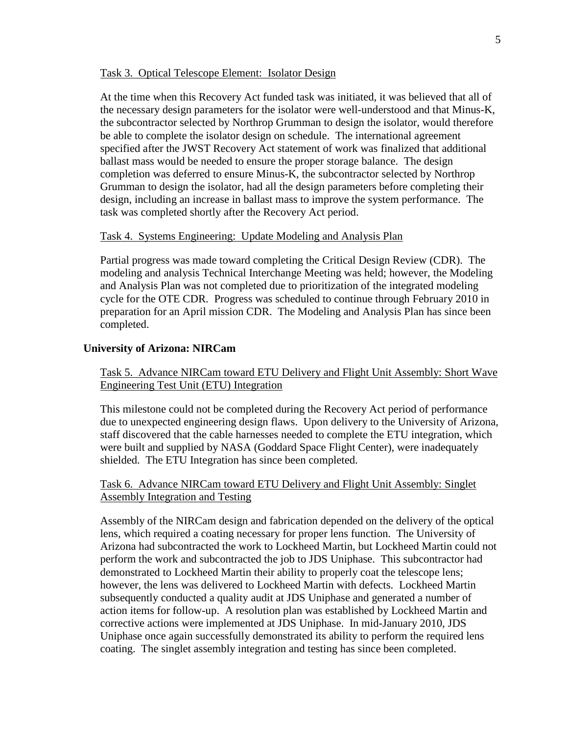Task 3. Optical Telescope Element: Isolator Design

At the time when this Recovery Act funded task was initiated, it was believed that all of the necessary design parameters for the isolator were well-understood and that Minus-K, the subcontractor selected by Northrop Grumman to design the isolator, would therefore be able to complete the isolator design on schedule. The international agreement specified after the JWST Recovery Act statement of work was finalized that additional ballast mass would be needed to ensure the proper storage balance. The design completion was deferred to ensure Minus-K, the subcontractor selected by Northrop Grumman to design the isolator, had all the design parameters before completing their design, including an increase in ballast mass to improve the system performance. The task was completed shortly after the Recovery Act period.

Task 4. Systems Engineering: Update Modeling and Analysis Plan

Partial progress was made toward completing the Critical Design Review (CDR). The modeling and analysis Technical Interchange Meeting was held; however, the Modeling and Analysis Plan was not completed due to prioritization of the integrated modeling cycle for the OTE CDR. Progress was scheduled to continue through February 2010 in preparation for an April mission CDR. The Modeling and Analysis Plan has since been completed.

**University of Arizona: NIRCam**

Task 5. Advance NIRCam toward ETU Delivery and Flight Unit Assembly: Short Wave Engineering Test Unit (ETU) Integration

This milestone could not be completed during the Recovery Act period of performance due to unexpected engineering design flaws. Upon delivery to the University of Arizona, staff discovered that the cable harnesses needed to complete the ETU integration, which were built and supplied by NASA (Goddard Space Flight Center), were inadequately shielded. The ETU Integration has since been completed.

Task 6. Advance NIRCam toward ETU Delivery and Flight Unit Assembly: Singlet Assembly Integration and Testing

Assembly of the NIRCam design and fabrication depended on the delivery of the optical lens, which required a coating necessary for proper lens function. The University of Arizona had subcontracted the work to Lockheed Martin, but Lockheed Martin could not perform the work and subcontracted the job to JDS Uniphase. This subcontractor had demonstrated to Lockheed Martin their ability to properly coat the telescope lens; however, the lens was delivered to Lockheed Martin with defects. Lockheed Martin subsequently conducted a quality audit at JDS Uniphase and generated a number of action items for follow-up. A resolution plan was established by Lockheed Martin and corrective actions were implemented at JDS Uniphase. In mid-January 2010, JDS Uniphase once again successfully demonstrated its ability to perform the required lens coating. The singlet assembly integration and testing has since been completed.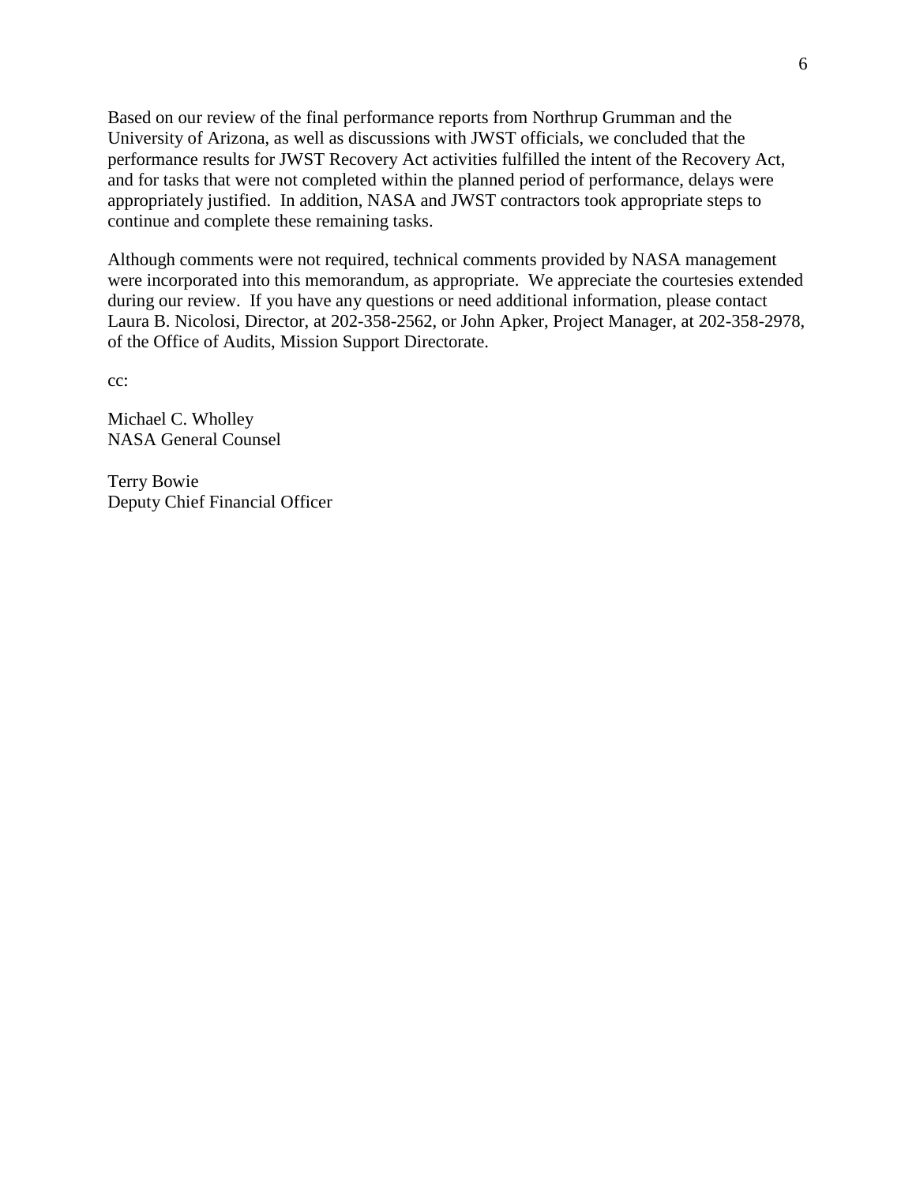Based on our review of the final performance reports from Northrup Grumman and the University of Arizona, as well as discussions with JWST officials, we concluded that the performance results for JWST Recovery Act activities fulfilled the intent of the Recovery Act, and for tasks that were not completed within the planned period of performance, delays were appropriately justified. In addition, NASA and JWST contractors took appropriate steps to continue and complete these remaining tasks.

Although comments were not required, technical comments provided by NASA management were incorporated into this memorandum, as appropriate. We appreciate the courtesies extended during our review. If you have any questions or need additional information, please contact Laura B. Nicolosi, Director, at 202-358-2562, or John Apker, Project Manager, at 202-358-2978, of the Office of Audits, Mission Support Directorate.

cc:

Michael C. Wholley
NASA General Counsel

Terry Bowie
Deputy Chief Financial Officer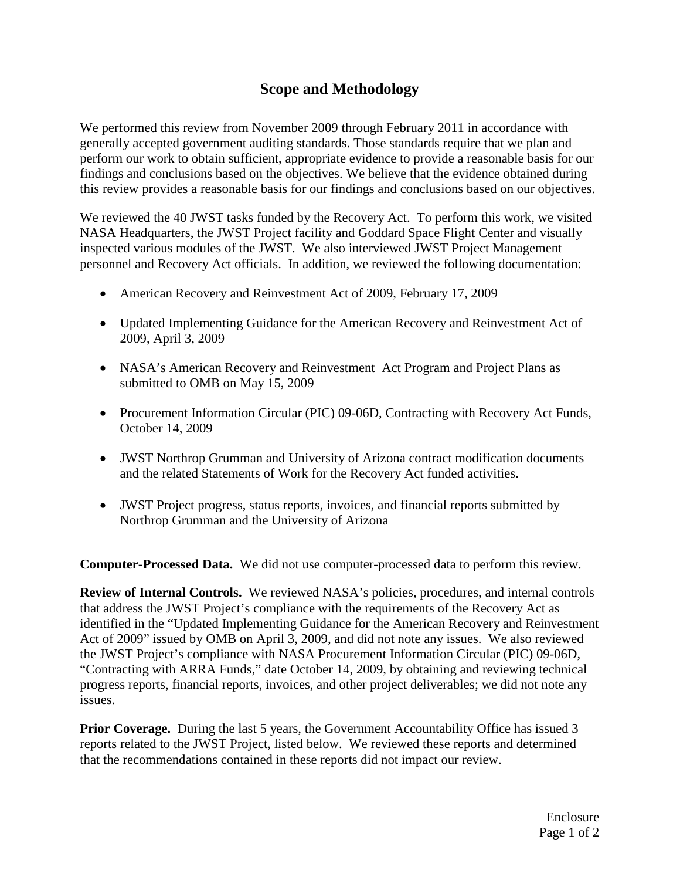## Scope and Methodology

We performed this review from November 2009 through February 2011 in accordance with generally accepted government auditing standards. Those standards require that we plan and perform our work to obtain sufficient, appropriate evidence to provide a reasonable basis for our findings and conclusions based on the objectives. We believe that the evidence obtained during this review provides a reasonable basis for our findings and conclusions based on our objectives.

We reviewed the 40 JWST tasks funded by the Recovery Act. To perform this work, we visited NASA Headquarters, the JWST Project facility and Goddard Space Flight Center and visually inspected various modules of the JWST. We also interviewed JWST Project Management personnel and Recovery Act officials. In addition, we reviewed the following documentation:

- American Recovery and Reinvestment Act of 2009, February 17, 2009
- Updated Implementing Guidance for the American Recovery and Reinvestment Act of 2009, April 3, 2009
- NASA's American Recovery and Reinvestment Act Program and Project Plans as submitted to OMB on May 15, 2009
- Procurement Information Circular (PIC) 09-06D, Contracting with Recovery Act Funds, October 14, 2009
- JWST Northrop Grumman and University of Arizona contract modification documents and the related Statements of Work for the Recovery Act funded activities.
- JWST Project progress, status reports, invoices, and financial reports submitted by Northrop Grumman and the University of Arizona

**Computer-Processed Data.** We did not use computer-processed data to perform this review.

**Review of Internal Controls.** We reviewed NASA's policies, procedures, and internal controls that address the JWST Project's compliance with the requirements of the Recovery Act as identified in the "Updated Implementing Guidance for the American Recovery and Reinvestment Act of 2009" issued by OMB on April 3, 2009, and did not note any issues. We also reviewed the JWST Project's compliance with NASA Procurement Information Circular (PIC) 09-06D, "Contracting with ARRA Funds," date October 14, 2009, by obtaining and reviewing technical progress reports, financial reports, invoices, and other project deliverables; we did not note any issues.

**Prior Coverage.** During the last 5 years, the Government Accountability Office has issued 3 reports related to the JWST Project, listed below. We reviewed these reports and determined that the recommendations contained in these reports did not impact our review.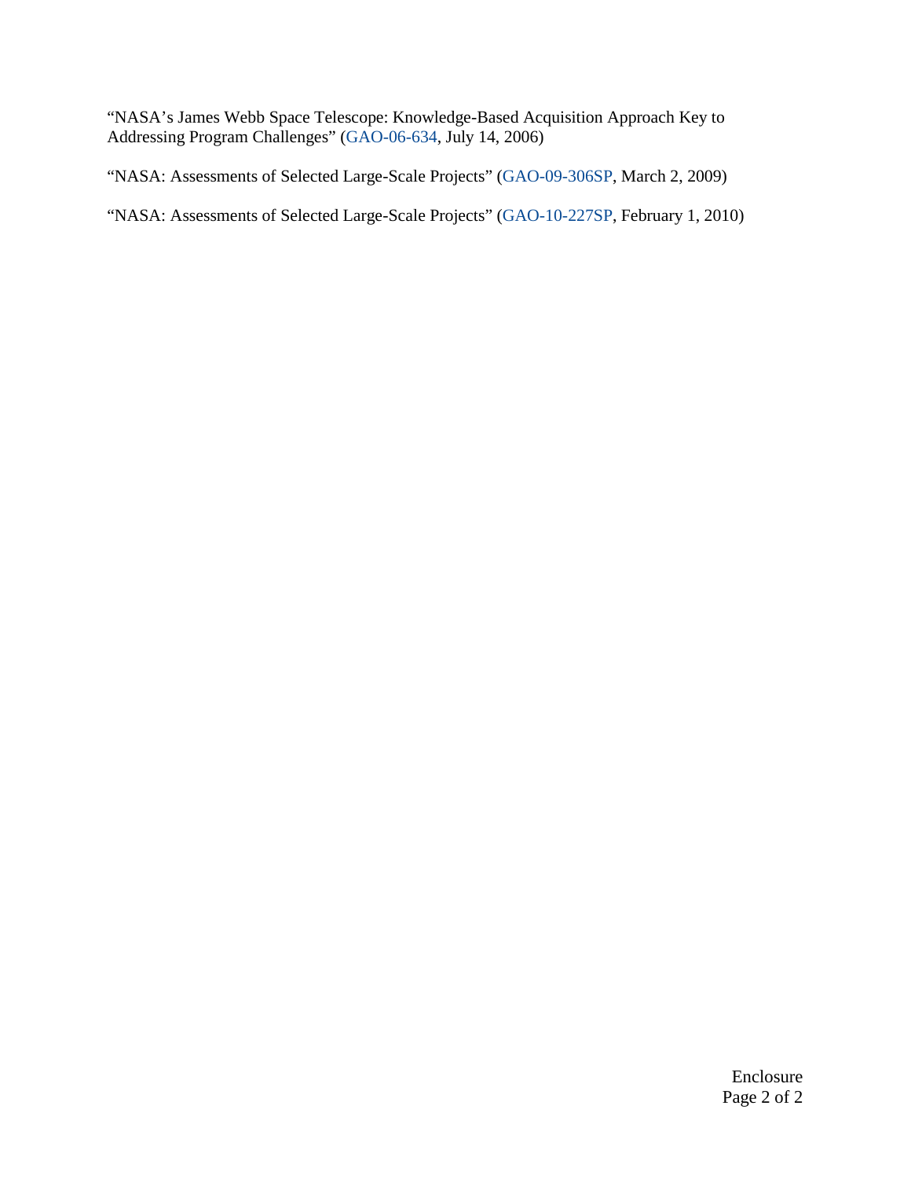"NASA's James Webb Space Telescope: Knowledge-Based Acquisition Approach Key to Addressing Program Challenges" (GAO-06-634, July 14, 2006)

"NASA: Assessments of Selected Large-Scale Projects" (GAO-09-306SP, March 2, 2009)

"NASA: Assessments of Selected Large-Scale Projects" (GAO-10-227SP, February 1, 2010)